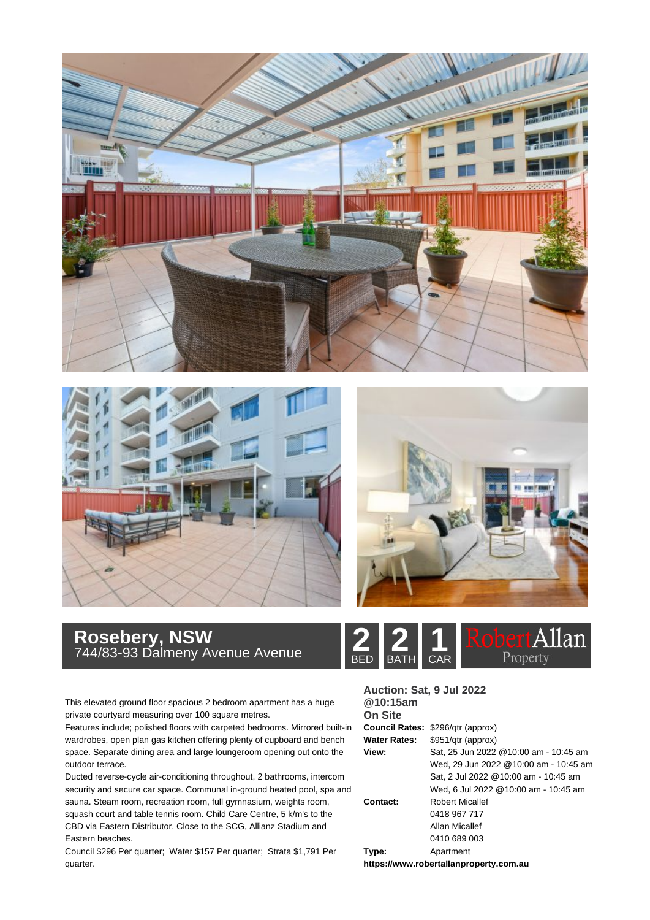# Rosebery, NSW

744/83-93 Dalmeny Avenue Avenue

**2** BED **2** BATH **1** CAR

RobertAllan Property

This elevated ground floor spacious 2 bedroom apartment has a huge private courtyard measuring over 100 square metres.

Features include; polished floors with carpeted bedrooms. Mirrored built-in wardrobes, open plan gas kitchen offering plenty of cupboard and bench space. Separate dining area and large loungeroom opening out onto the outdoor terrace.

Ducted reverse-cycle air-conditioning throughout, 2 bathrooms, intercom security and secure car space. Communal in-ground heated pool, spa and sauna. Steam room, recreation room, full gymnasium, weights room, squash court and table tennis room. Child Care Centre, 5 k/m's to the CBD via Eastern Distributor. Close to the SCG, Allianz Stadium and Eastern beaches.

Council $296 Per quarter; Water $157 Per quarter; Strata $1,791 Per quarter.

**Auction: Sat, 9 Jul 2022 @10:15am On Site**

**Council Rates:** $296/qtr (approx)

**Water Rates:** $951/qtr (approx)

**View:** Sat, 25 Jun 2022 @10:00 am - 10:45 am
Wed, 29 Jun 2022 @10:00 am - 10:45 am
Sat, 2 Jul 2022 @10:00 am - 10:45 am
Wed, 6 Jul 2022 @10:00 am - 10:45 am

**Contact:** Robert Micallef
0418 967 717
Allan Micallef
0410 689 003

**Type:** Apartment

**https://www.robertallanproperty.com.au**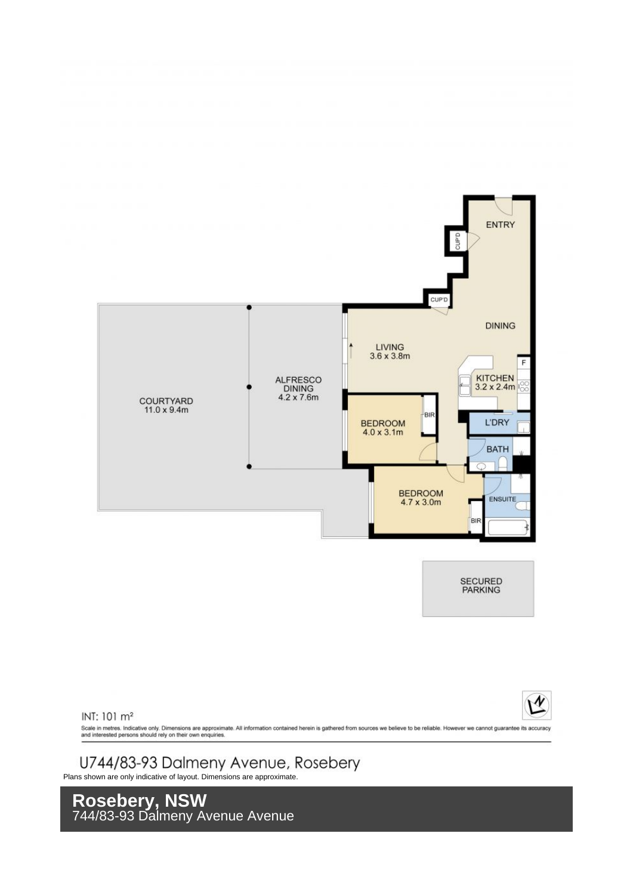ENTRY

CUP'D

CUP'D

DINING

LIVING
3.6 x 3.8m

F

KITCHEN
3.2 x 2.4m

ALFRESCO
DINING
4.2 x 7.6m

COURTYARD
11.0 x 9.4m

BIR

BEDROOM
4.0 x 3.1m

L'DRY

BATH

BEDROOM
4.7 x 3.0m

ENSUITE

BIR

SECURED
PARKING

INT: 101 m²

Scale in metres. Indicative only. Dimensions are approximate. All information contained herein is gathered from sources we believe to be reliable. However we cannot guarantee its accuracy and interested persons should rely on their own enquiries.

U744/83-93 Dalmeny Avenue, Rosebery

Plans shown are only indicative of layout. Dimensions are approximate.

**Rosebery, NSW**
744/83-93 Dalmeny Avenue Avenue